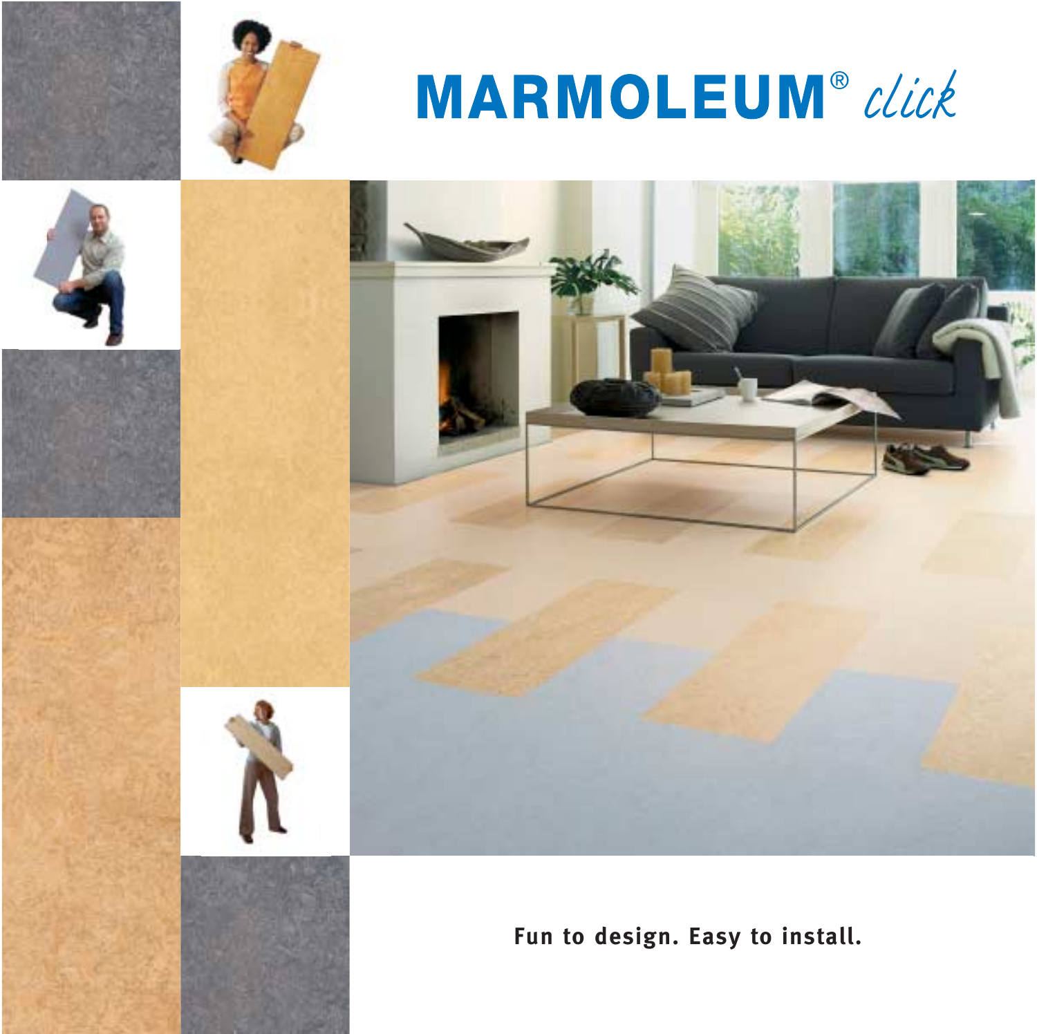# MARMOLEUM® *click*

**Fun to design. Easy to install.**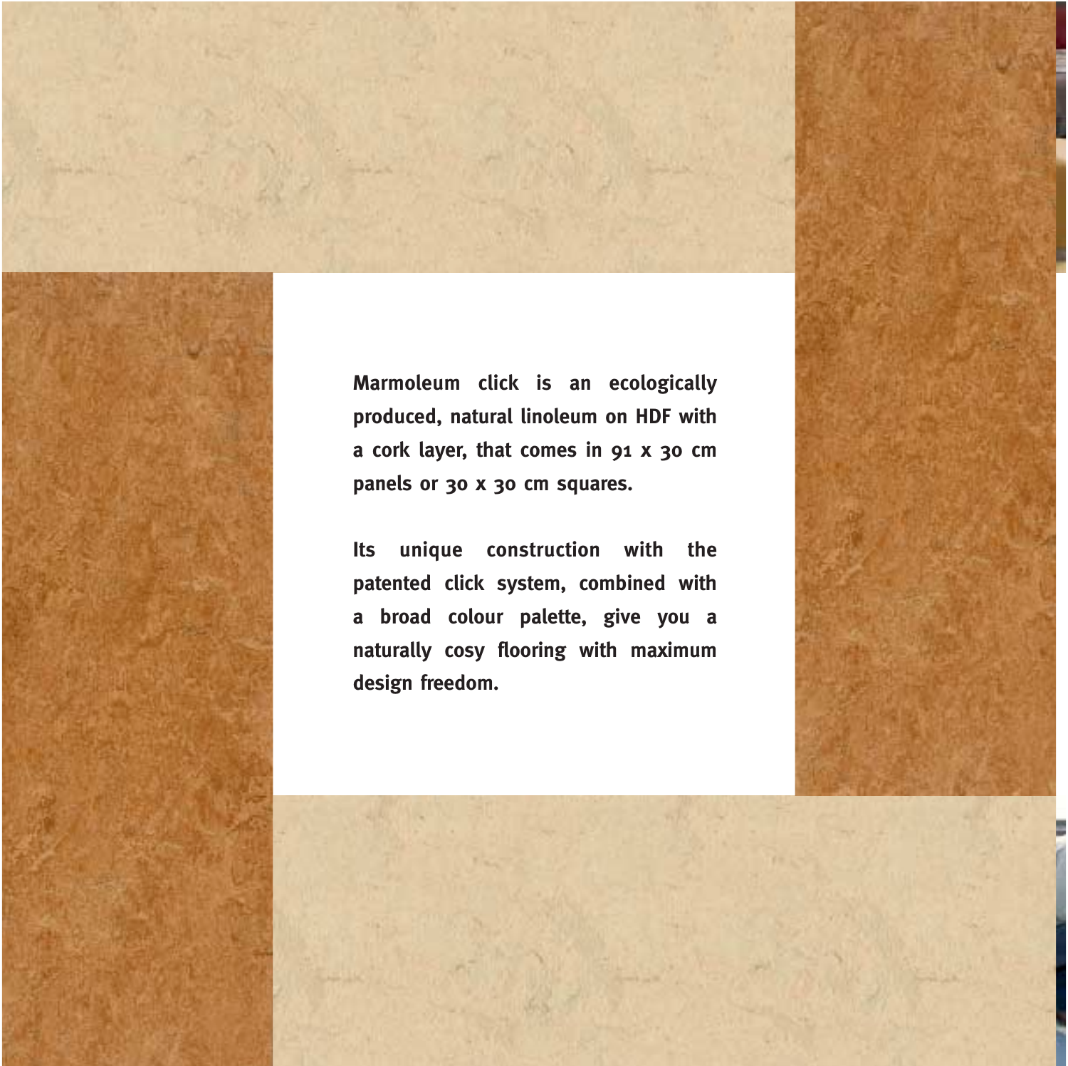**Marmoleum click is an ecologically produced, natural linoleum on HDF with a cork layer, that comes in 91 x 30 cm panels or 30 x 30 cm squares.**

**Its unique construction with the patented click system, combined with a broad colour palette, give you a naturally cosy flooring with maximum design freedom.**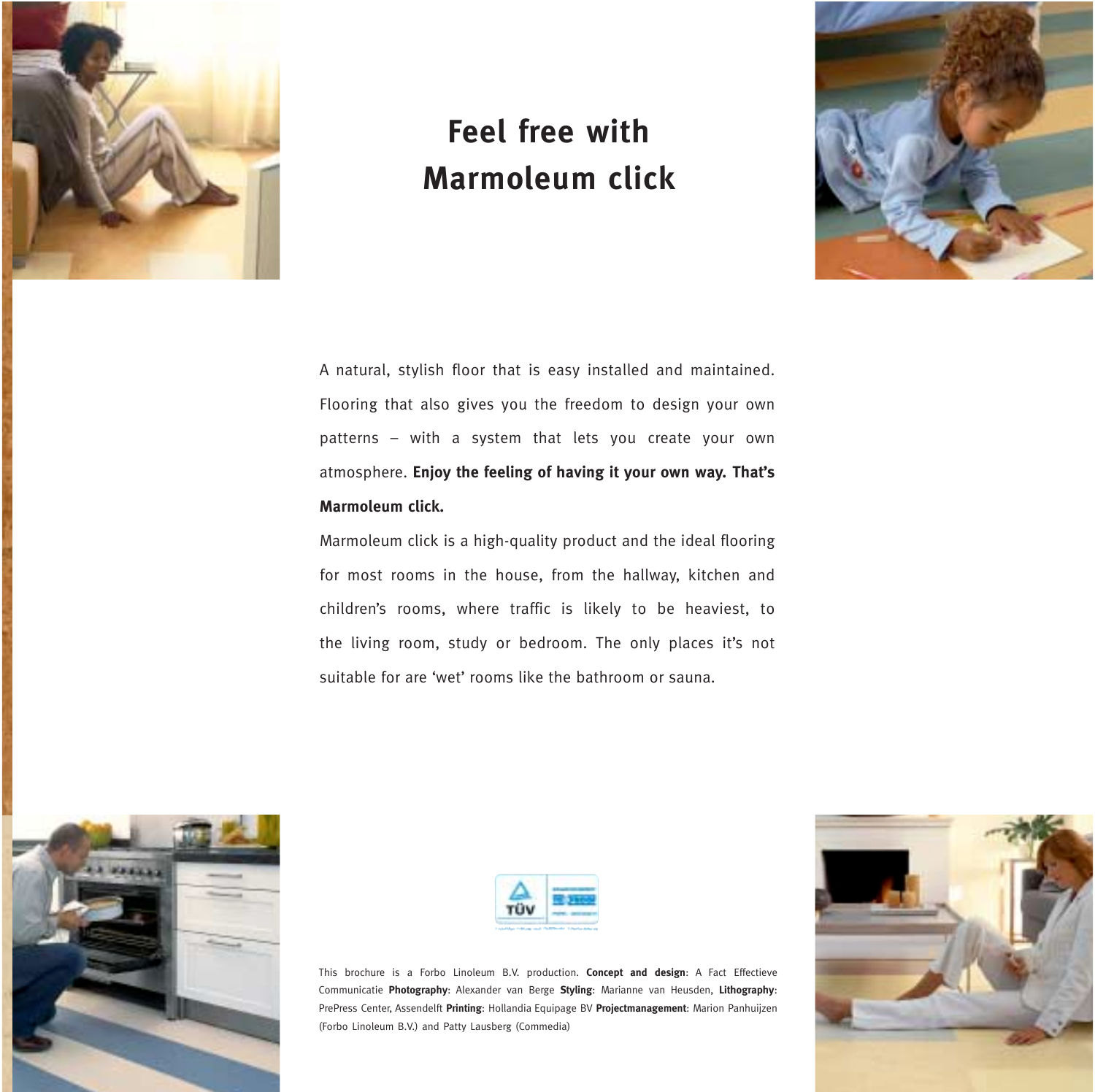# Feel free with Marmoleum click

A natural, stylish floor that is easy installed and maintained. Flooring that also gives you the freedom to design your own patterns – with a system that lets you create your own atmosphere. **Enjoy the feeling of having it your own way. That's Marmoleum click.**

Marmoleum click is a high-quality product and the ideal flooring for most rooms in the house, from the hallway, kitchen and children's rooms, where traffic is likely to be heaviest, to the living room, study or bedroom. The only places it's not suitable for are 'wet' rooms like the bathroom or sauna.

This brochure is a Forbo Linoleum B.V. production. **Concept and design**: A Fact Effectieve Communicatie **Photography**: Alexander van Berge **Styling**: Marianne van Heusden, **Lithography**: PrePress Center, Assendelft **Printing**: Hollandia Equipage BV **Projectmanagement**: Marion Panhuijzen (Forbo Linoleum B.V.) and Patty Lausberg (Commedia)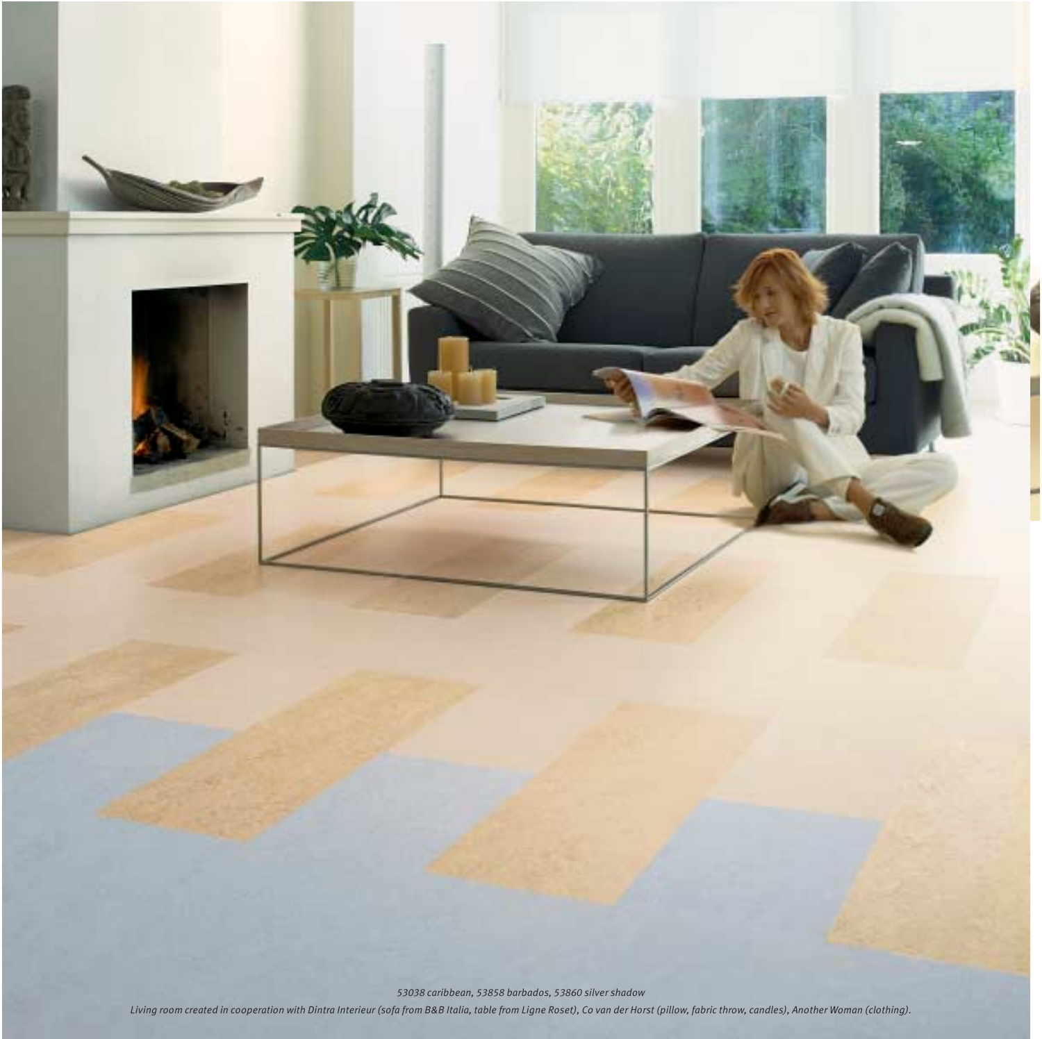*53038 caribbean, 53858 barbados, 53860 silver shadow*

*Living room created in cooperation with Dintra Interieur (sofa from B&B Italia, table from Ligne Roset), Co van der Horst (pillow, fabric throw, candles), Another Woman (clothing).*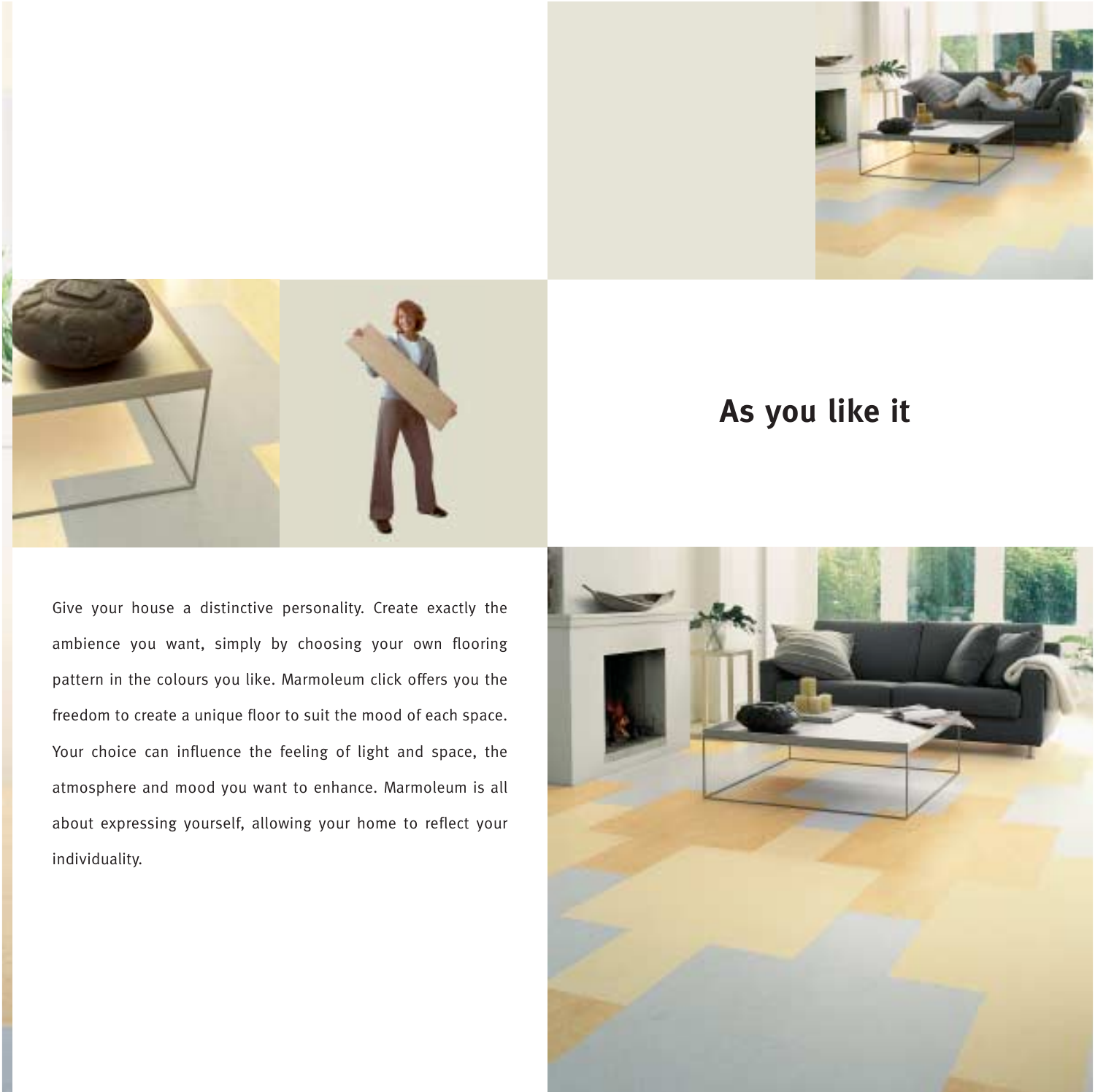# As you like it

Give your house a distinctive personality. Create exactly the ambience you want, simply by choosing your own flooring pattern in the colours you like. Marmoleum click offers you the freedom to create a unique floor to suit the mood of each space. Your choice can influence the feeling of light and space, the atmosphere and mood you want to enhance. Marmoleum is all about expressing yourself, allowing your home to reflect your individuality.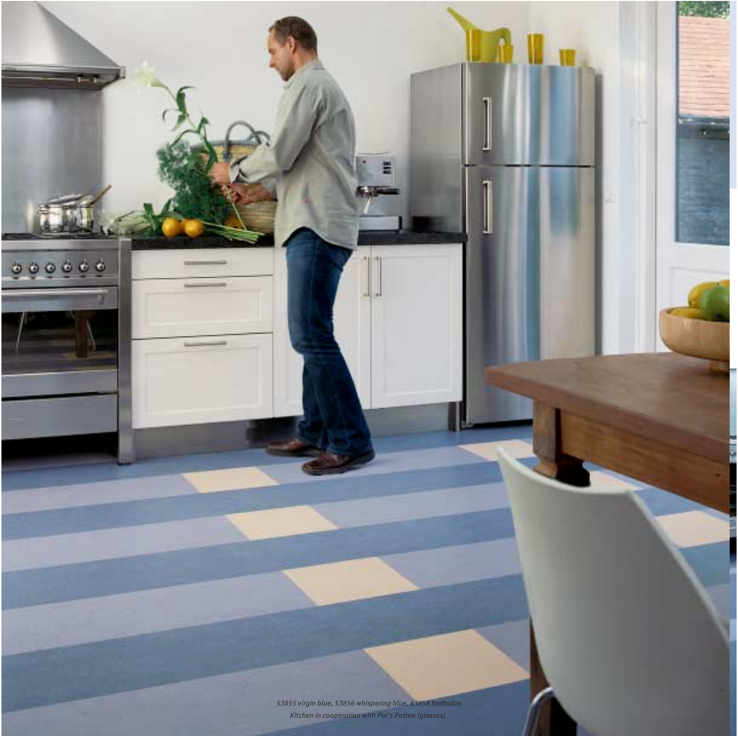*53855 virgin blue, 53856 whispering blue, 63858 barbados*
*Kitchen in cooperation with Pol's Potten (glasses).*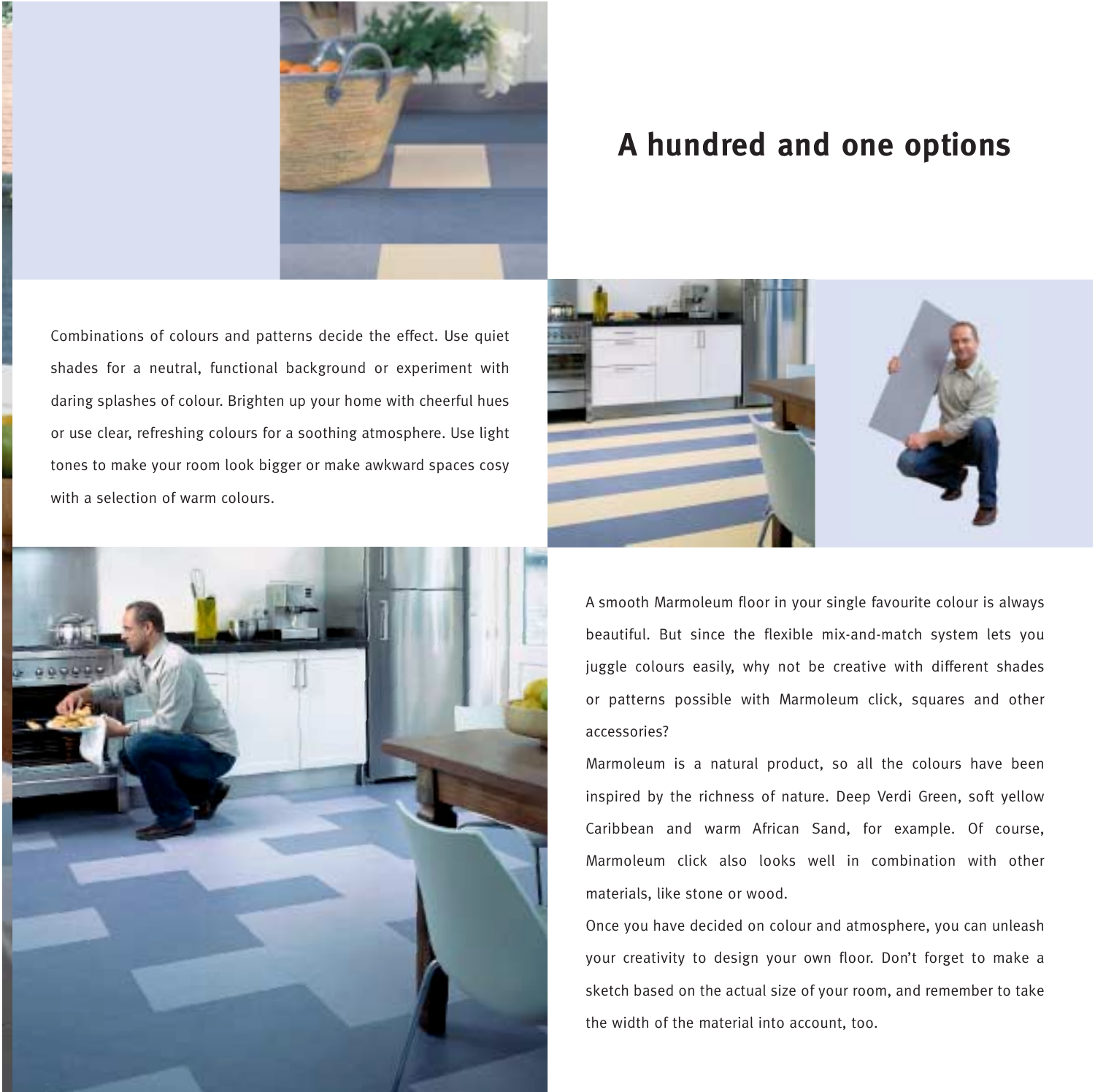# A hundred and one options

Combinations of colours and patterns decide the effect. Use quiet shades for a neutral, functional background or experiment with daring splashes of colour. Brighten up your home with cheerful hues or use clear, refreshing colours for a soothing atmosphere. Use light tones to make your room look bigger or make awkward spaces cosy with a selection of warm colours.

A smooth Marmoleum floor in your single favourite colour is always beautiful. But since the flexible mix-and-match system lets you juggle colours easily, why not be creative with different shades or patterns possible with Marmoleum click, squares and other accessories?

Marmoleum is a natural product, so all the colours have been inspired by the richness of nature. Deep Verdi Green, soft yellow Caribbean and warm African Sand, for example. Of course, Marmoleum click also looks well in combination with other materials, like stone or wood.

Once you have decided on colour and atmosphere, you can unleash your creativity to design your own floor. Don't forget to make a sketch based on the actual size of your room, and remember to take the width of the material into account, too.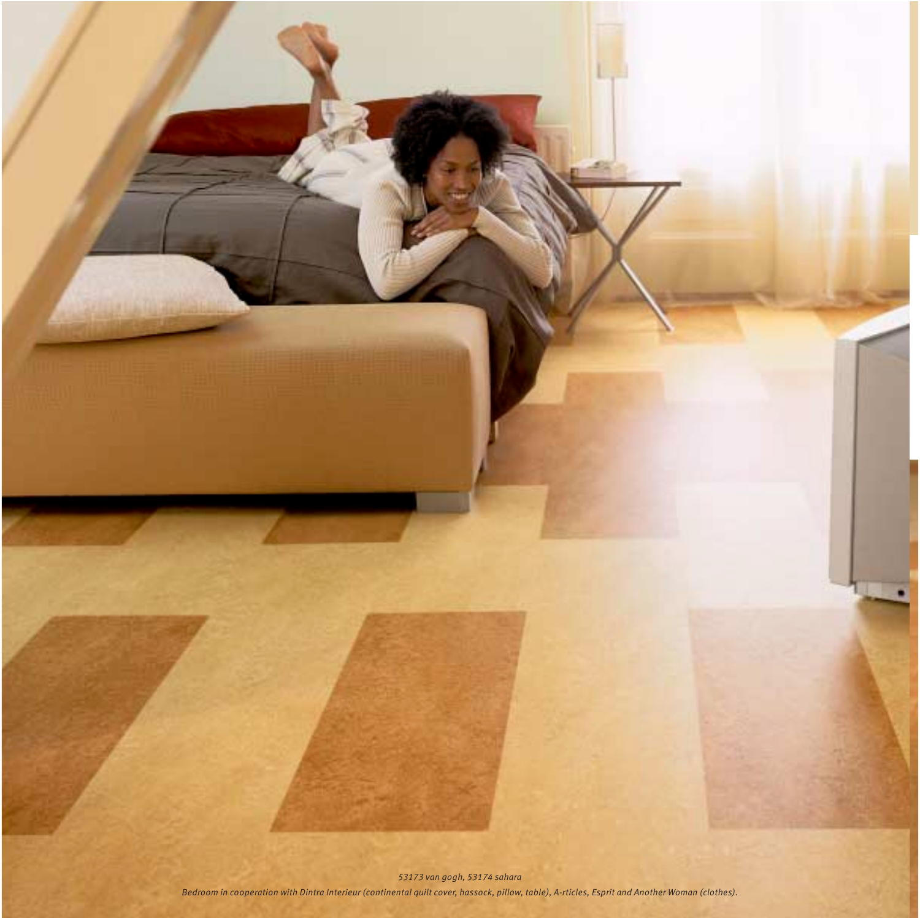*53173 van gogh, 53174 sahara*

*Bedroom in cooperation with Dintra Interieur (continental quilt cover, hassock, pillow, table), A-rticles, Esprit and Another Woman (clothes).*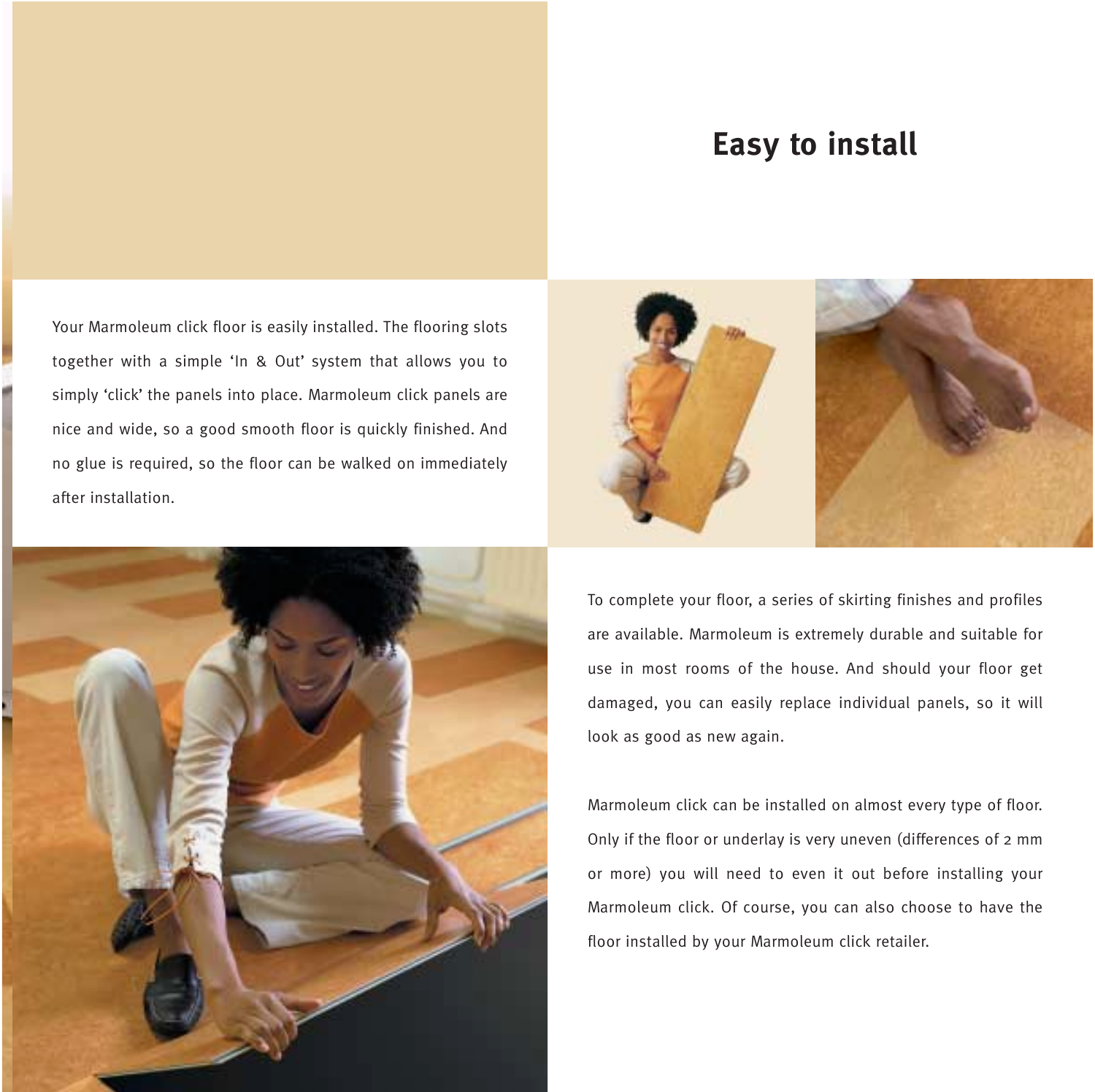# Easy to install

Your Marmoleum click floor is easily installed. The flooring slots together with a simple 'In & Out' system that allows you to simply 'click' the panels into place. Marmoleum click panels are nice and wide, so a good smooth floor is quickly finished. And no glue is required, so the floor can be walked on immediately after installation.

To complete your floor, a series of skirting finishes and profiles are available. Marmoleum is extremely durable and suitable for use in most rooms of the house. And should your floor get damaged, you can easily replace individual panels, so it will look as good as new again.

Marmoleum click can be installed on almost every type of floor. Only if the floor or underlay is very uneven (differences of 2 mm or more) you will need to even it out before installing your Marmoleum click. Of course, you can also choose to have the floor installed by your Marmoleum click retailer.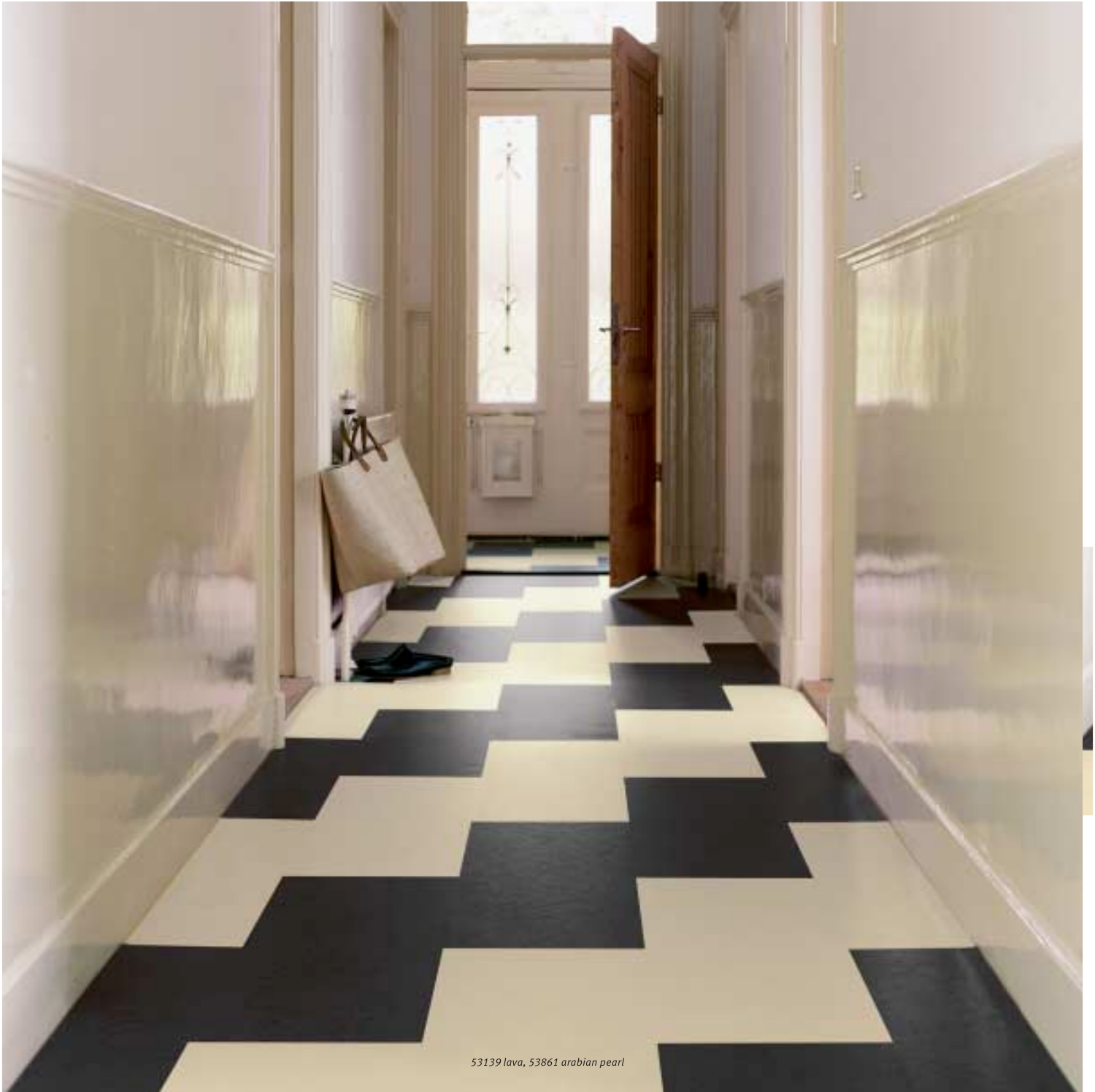*53139 lava, 53861 arabian pearl*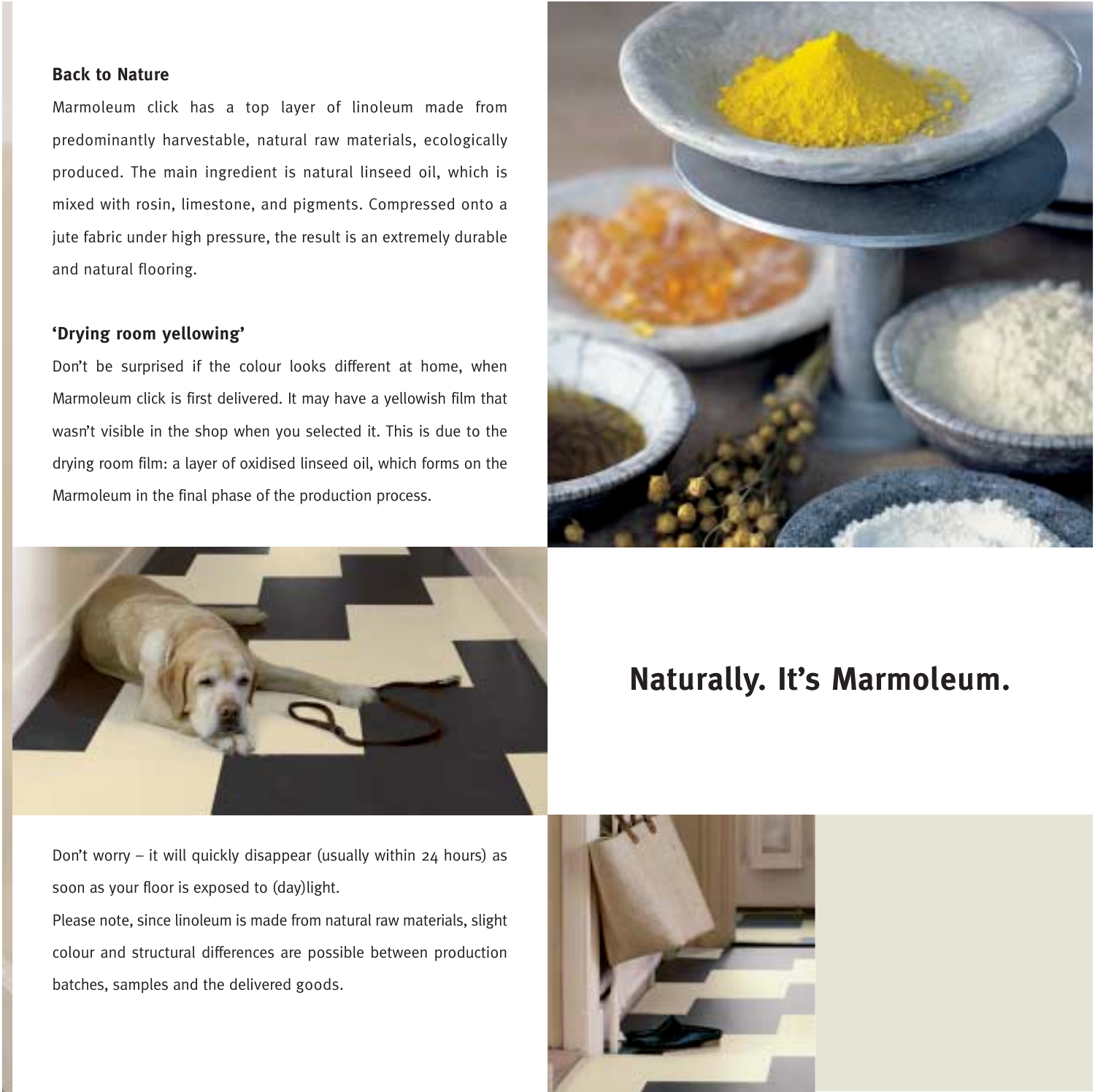### Back to Nature

Marmoleum click has a top layer of linoleum made from predominantly harvestable, natural raw materials, ecologically produced. The main ingredient is natural linseed oil, which is mixed with rosin, limestone, and pigments. Compressed onto a jute fabric under high pressure, the result is an extremely durable and natural flooring.

### 'Drying room yellowing'

Don't be surprised if the colour looks different at home, when Marmoleum click is first delivered. It may have a yellowish film that wasn't visible in the shop when you selected it. This is due to the drying room film: a layer of oxidised linseed oil, which forms on the Marmoleum in the final phase of the production process.

## Naturally. It's Marmoleum.

Don't worry – it will quickly disappear (usually within 24 hours) as soon as your floor is exposed to (day)light.

Please note, since linoleum is made from natural raw materials, slight colour and structural differences are possible between production batches, samples and the delivered goods.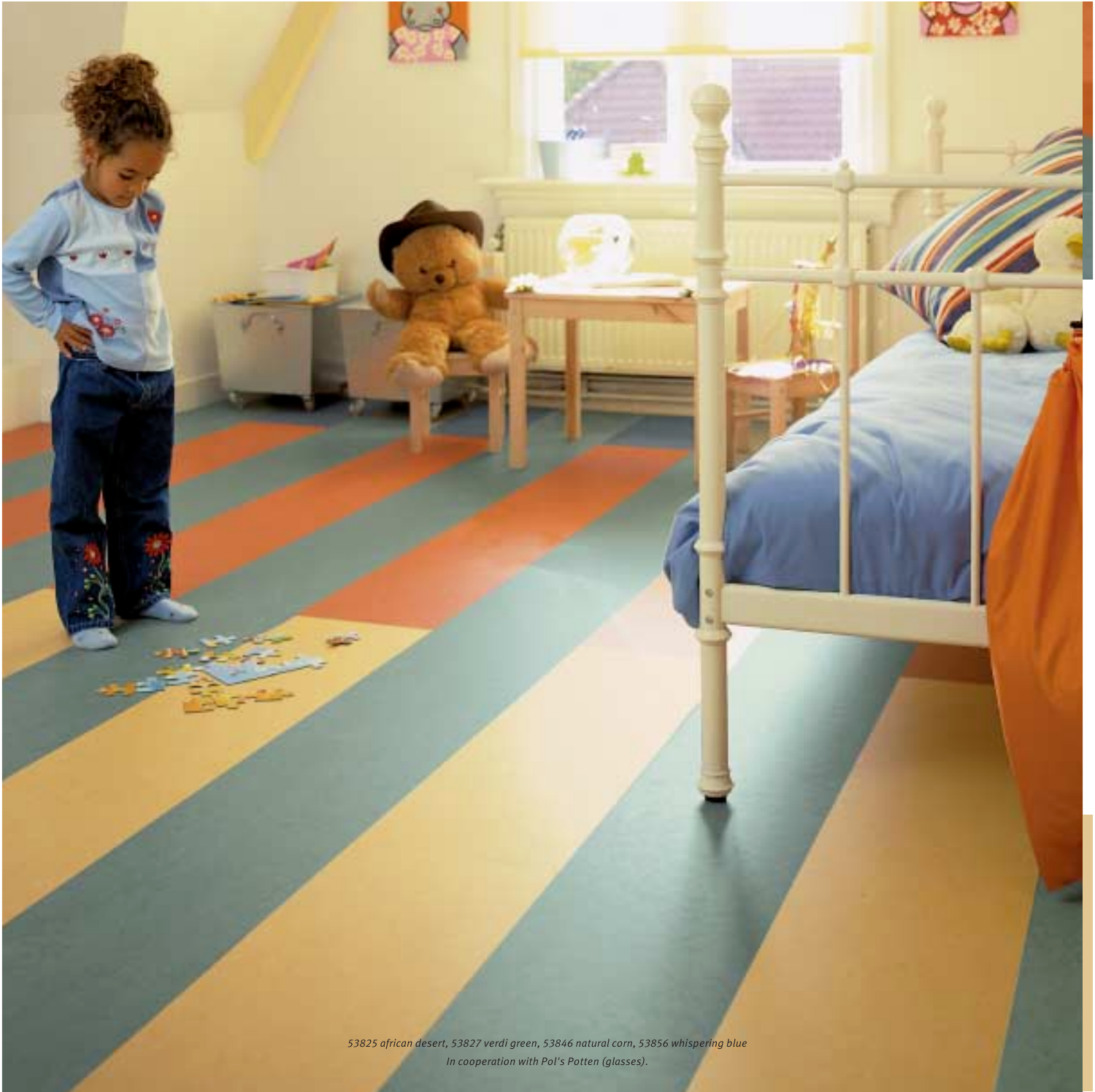*53825 african desert, 53827 verdi green, 53846 natural corn, 53856 whispering blue*
*In cooperation with Pol's Potten (glasses).*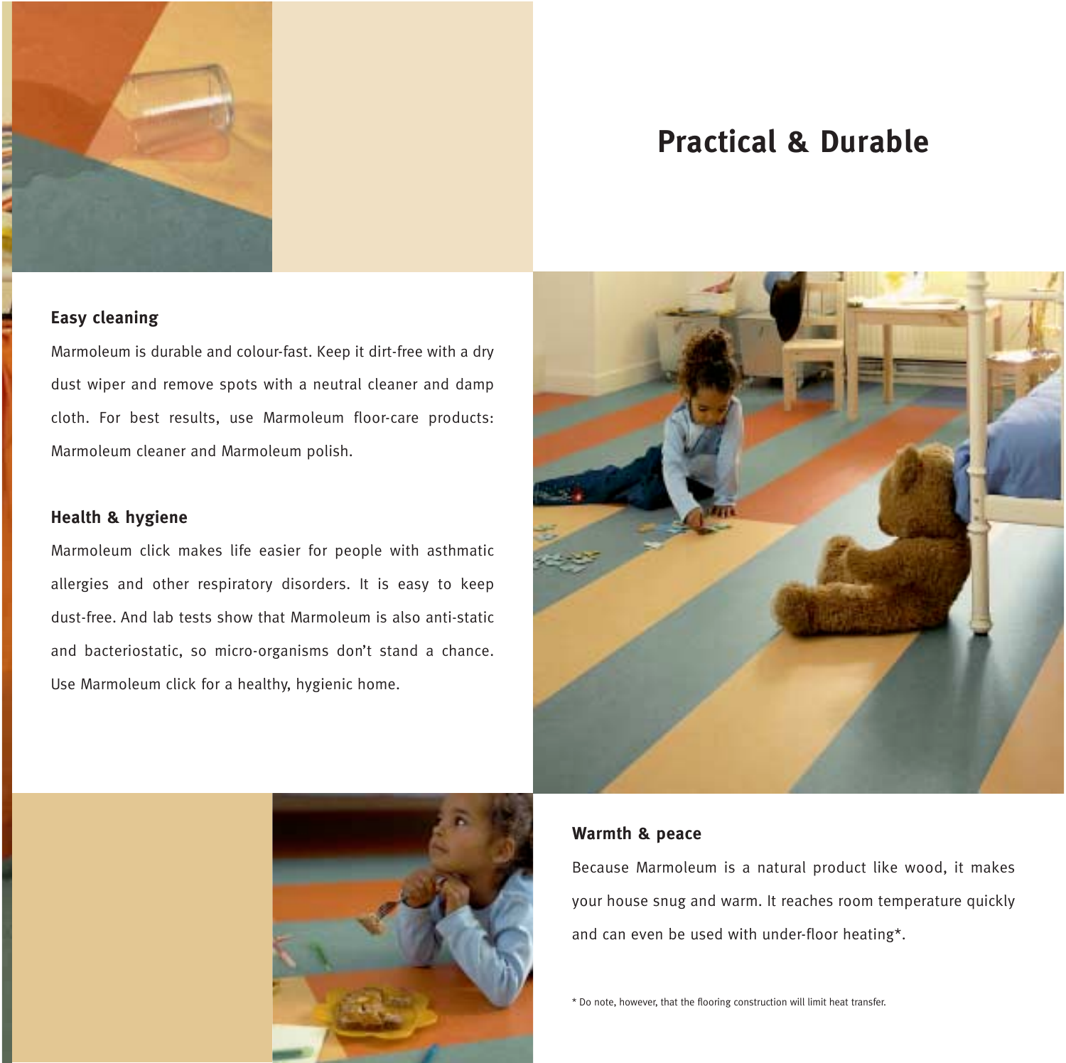# Practical & Durable

### Easy cleaning

Marmoleum is durable and colour-fast. Keep it dirt-free with a dry dust wiper and remove spots with a neutral cleaner and damp cloth. For best results, use Marmoleum floor-care products: Marmoleum cleaner and Marmoleum polish.

### Health & hygiene

Marmoleum click makes life easier for people with asthmatic allergies and other respiratory disorders. It is easy to keep dust-free. And lab tests show that Marmoleum is also anti-static and bacteriostatic, so micro-organisms don't stand a chance. Use Marmoleum click for a healthy, hygienic home.

### Warmth & peace

Because Marmoleum is a natural product like wood, it makes your house snug and warm. It reaches room temperature quickly and can even be used with under-floor heating*.

* Do note, however, that the flooring construction will limit heat transfer.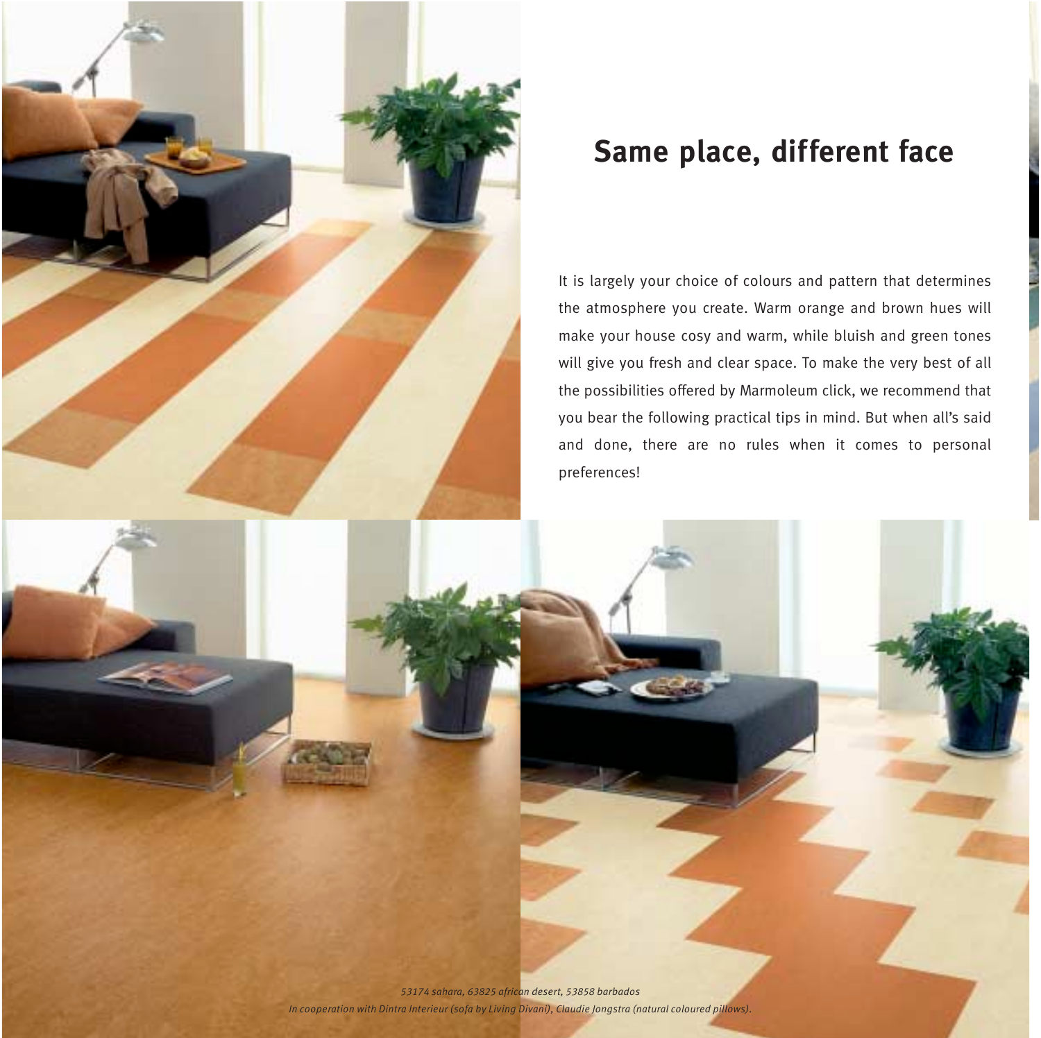## Same place, different face

It is largely your choice of colours and pattern that determines the atmosphere you create. Warm orange and brown hues will make your house cosy and warm, while bluish and green tones will give you fresh and clear space. To make the very best of all the possibilities offered by Marmoleum click, we recommend that you bear the following practical tips in mind. But when all's said and done, there are no rules when it comes to personal preferences!

*53174 sahara, 63825 african desert, 53858 barbados*

*In cooperation with Dintra Interieur (sofa by Living Divani), Claudie Jongstra (natural coloured pillows).*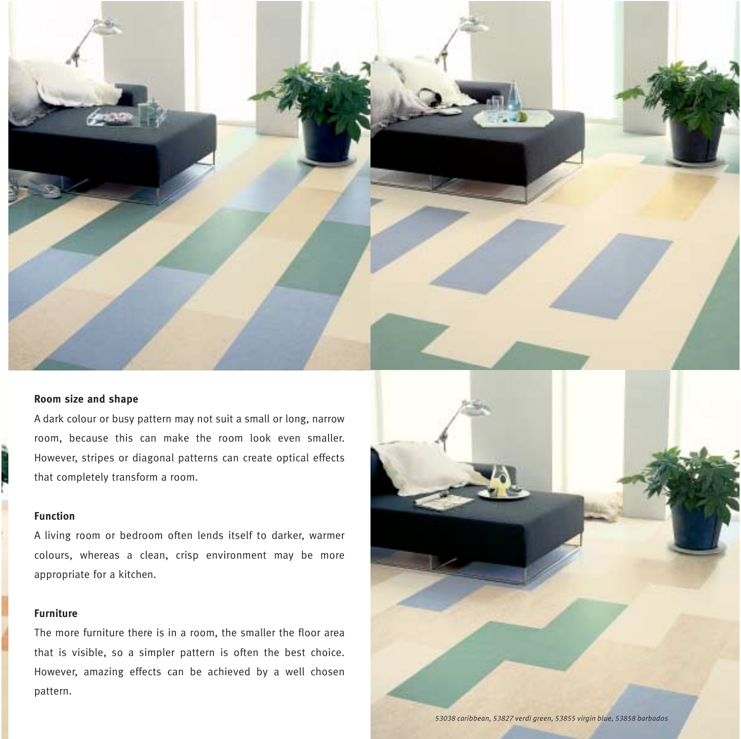### Room size and shape

A dark colour or busy pattern may not suit a small or long, narrow room, because this can make the room look even smaller. However, stripes or diagonal patterns can create optical effects that completely transform a room.

### Function

A living room or bedroom often lends itself to darker, warmer colours, whereas a clean, crisp environment may be more appropriate for a kitchen.

### Furniture

The more furniture there is in a room, the smaller the floor area that is visible, so a simpler pattern is often the best choice. However, amazing effects can be achieved by a well chosen pattern.

*53038 caribbean, 53827 verdi green, 53855 virgin blue, 53858 barbados*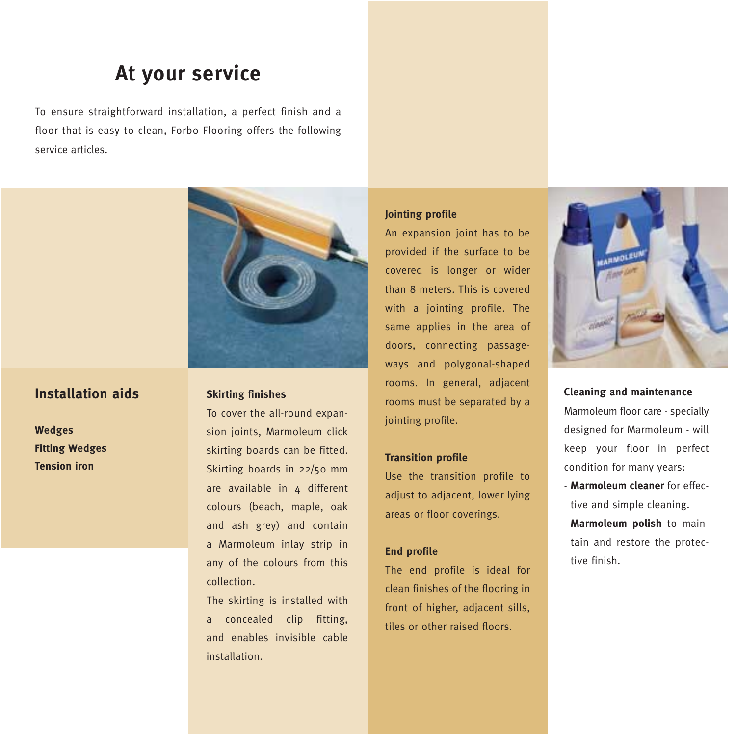# At your service

To ensure straightforward installation, a perfect finish and a floor that is easy to clean, Forbo Flooring offers the following service articles.

## Installation aids

**Wedges**
**Fitting Wedges**
**Tension iron**

**Skirting finishes**

To cover the all-round expansion joints, Marmoleum click skirting boards can be fitted. Skirting boards in 22/50 mm are available in 4 different colours (beach, maple, oak and ash grey) and contain a Marmoleum inlay strip in any of the colours from this collection.

The skirting is installed with a concealed clip fitting, and enables invisible cable installation.

**Jointing profile**

An expansion joint has to be provided if the surface to be covered is longer or wider than 8 meters. This is covered with a jointing profile. The same applies in the area of doors, connecting passageways and polygonal-shaped rooms. In general, adjacent rooms must be separated by a jointing profile.

**Transition profile**

Use the transition profile to adjust to adjacent, lower lying areas or floor coverings.

**End profile**

The end profile is ideal for clean finishes of the flooring in front of higher, adjacent sills, tiles or other raised floors.

**Cleaning and maintenance**

Marmoleum floor care - specially designed for Marmoleum - will keep your floor in perfect condition for many years:

- **Marmoleum cleaner** for effective and simple cleaning.
- **Marmoleum polish** to maintain and restore the protective finish.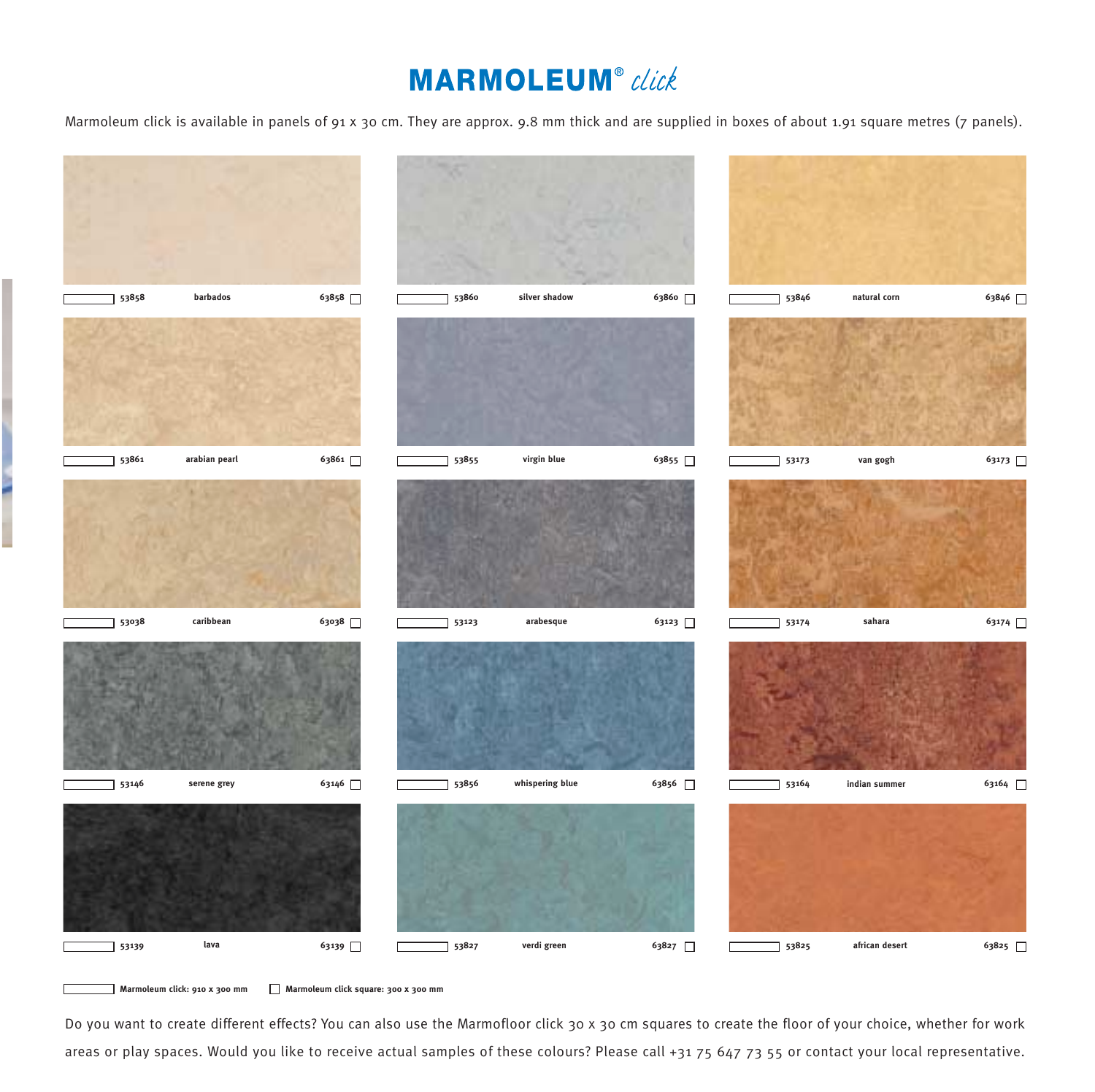# MARMOLEUM® *click*

Marmoleum click is available in panels of 91 x 30 cm. They are approx. 9.8 mm thick and are supplied in boxes of about 1.91 square metres (7 panels).

| Panel | Colour | Square |
|---|---|---|
| 53858 | barbados | 63858 |
| 53860 | silver shadow | 63860 |
| 53846 | natural corn | 63846 |
| 53861 | arabian pearl | 63861 |
| 53855 | virgin blue | 63855 |
| 53173 | van gogh | 63173 |
| 53038 | caribbean | 63038 |
| 53123 | arabesque | 63123 |
| 53174 | sahara | 63174 |
| 53146 | serene grey | 63146 |
| 53856 | whispering blue | 63856 |
| 53164 | indian summer | 63164 |
| 53139 | lava | 63139 |
| 53827 | verdi green | 63827 |
| 53825 | african desert | 63825 |

**Marmoleum click: 910 x 300 mm** **Marmoleum click square: 300 x 300 mm**

Do you want to create different effects? You can also use the Marmofloor click 30 x 30 cm squares to create the floor of your choice, whether for work areas or play spaces. Would you like to receive actual samples of these colours? Please call +31 75 647 73 55 or contact your local representative.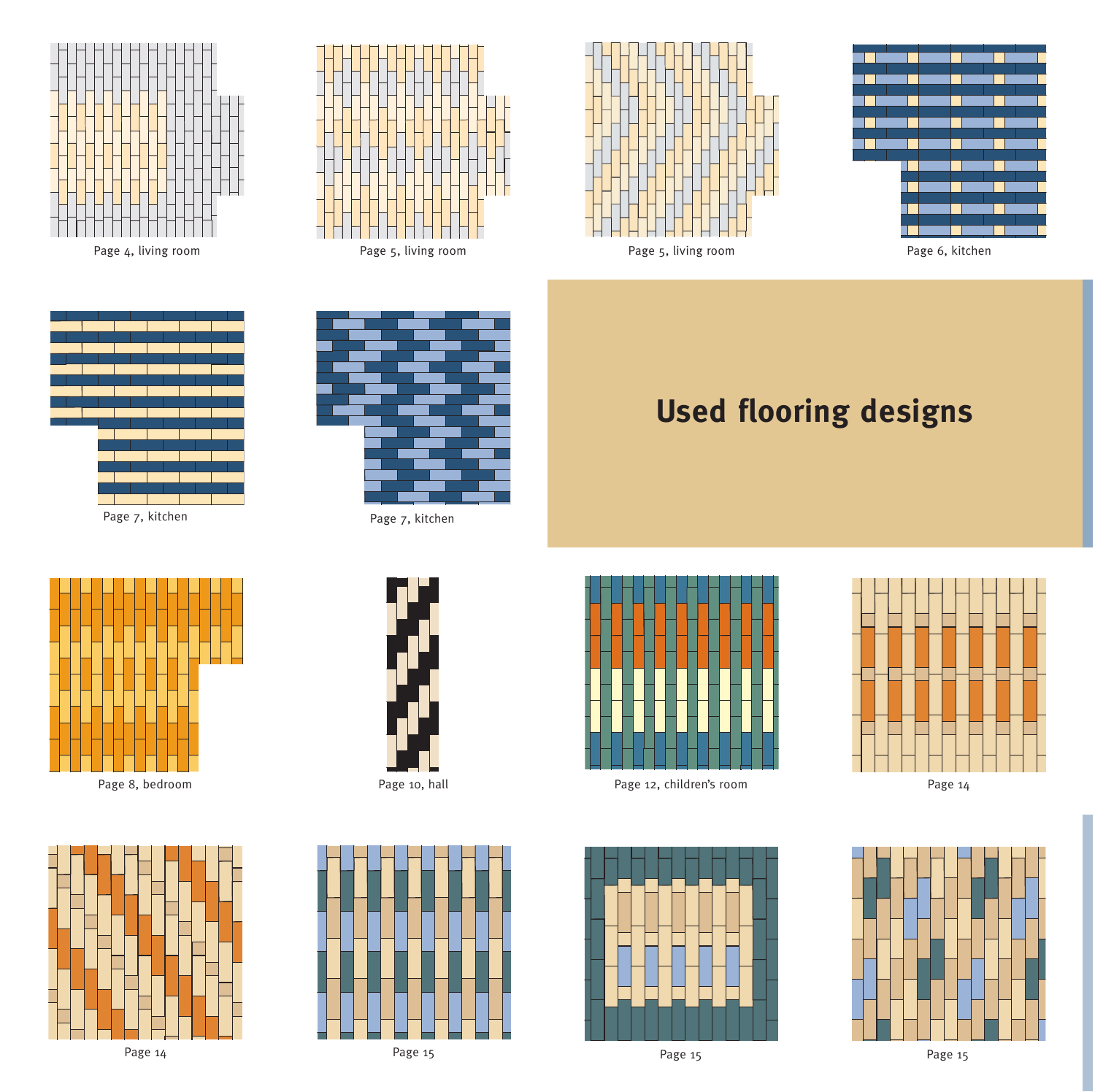Page 4, living room

Page 5, living room

Page 5, living room

Page 6, kitchen

Page 7, kitchen

Page 7, kitchen

# Used flooring designs

Page 8, bedroom

Page 10, hall

Page 12, children's room

Page 14

Page 14

Page 15

Page 15

Page 15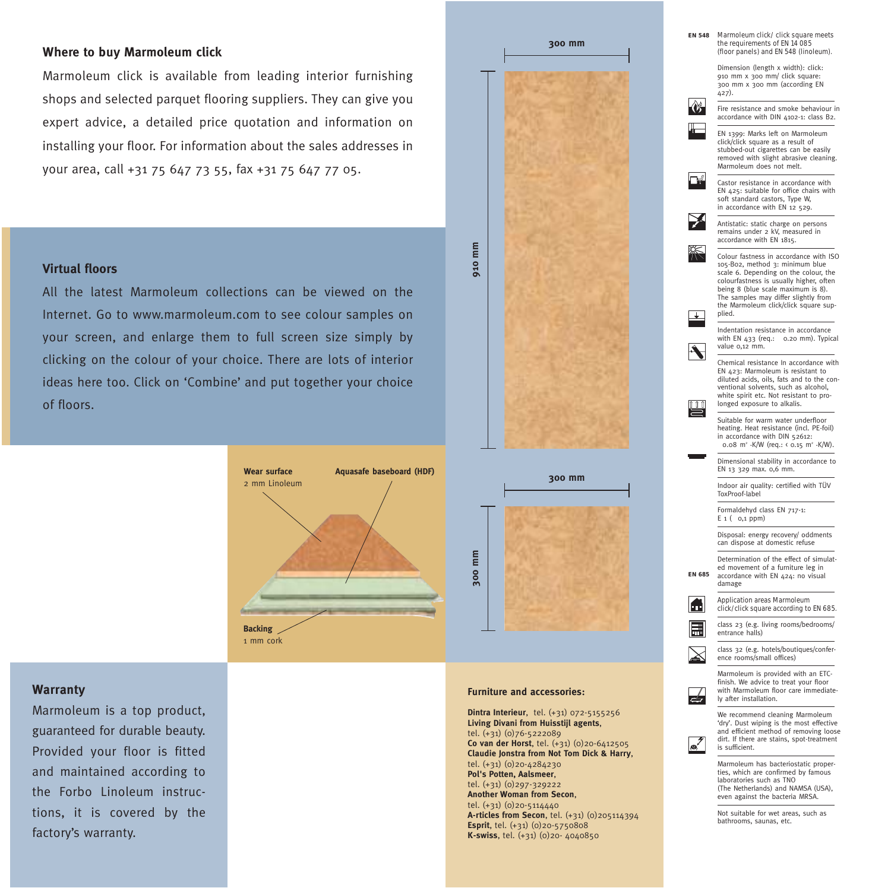## Where to buy Marmoleum click

Marmoleum click is available from leading interior furnishing shops and selected parquet flooring suppliers. They can give you expert advice, a detailed price quotation and information on installing your floor. For information about the sales addresses in your area, call +31 75 647 73 55, fax +31 75 647 77 05.

## Virtual floors

All the latest Marmoleum collections can be viewed on the Internet. Go to www.marmoleum.com to see colour samples on your screen, and enlarge them to full screen size simply by clicking on the colour of your choice. There are lots of interior ideas here too. Click on 'Combine' and put together your choice of floors.

**Wear surface**
2 mm Linoleum

**Aquasafe baseboard (HDF)**

**Backing**
1 mm cork

300 mm

910 mm

300 mm

300 mm

## Warranty

Marmoleum is a top product, guaranteed for durable beauty. Provided your floor is fitted and maintained according to the Forbo Linoleum instructions, it is covered by the factory's warranty.

### Furniture and accessories:

**Dintra Interieur**, tel. (+31) 072-5155256
**Living Divani from Huisstijl agents**, tel. (+31) (0)76-5222089
**Co van der Horst**, tel. (+31) (0)20-6412505
**Claudie Jonstra from Not Tom Dick & Harry**, tel. (+31) (0)20-4284230
**Pol's Potten, Aalsmeer**, tel. (+31) (0)297-329222
**Another Woman from Secon**, tel. (+31) (0)20-5114440
**A-rticles from Secon**, tel. (+31) (0)205114394
**Esprit**, tel. (+31) (0)20-5750808
**K-swiss**, tel. (+31) (0)20- 4040850

**EN 548** Marmoleum click/ click square meets the requirements of EN 14 085 (floor panels) and EN 548 (linoleum).

Dimension (length x width): click: 910 mm x 300 mm/ click square: 300 mm x 300 mm (according EN 427).

Fire resistance and smoke behaviour in accordance with DIN 4102-1: class B2.

EN 1399: Marks left on Marmoleum click/click square as a result of stubbed-out cigarettes can be easily removed with slight abrasive cleaning. Marmoleum does not melt.

Castor resistance in accordance with EN 425: suitable for office chairs with soft standard castors, Type W, in accordance with EN 12 529.

Antistatic: static charge on persons remains under 2 kV, measured in accordance with EN 1815.

Colour fastness in accordance with ISO 105-B02, method 3: minimum blue scale 6. Depending on the colour, the colourfastness is usually higher, often being 8 (blue scale maximum is 8). The samples may differ slightly from the Marmoleum click/click square supplied.

Indentation resistance in accordance with EN 433 (req.: 0.20 mm). Typical value 0,12 mm.

Chemical resistance In accordance with EN 423: Marmoleum is resistant to diluted acids, oils, fats and to the conventional solvents, such as alcohol, white spirit etc. Not resistant to prolonged exposure to alkalis.

Suitable for warm water underfloor heating. Heat resistance (incl. PE-foil) in accordance with DIN 52612: 0.08 $m^2$ -K/W (req.: < 0.15 $m^2$ -K/W).

Dimensional stability in accordance to EN 13 329 max. 0,6 mm.

Indoor air quality: certified with TÜV ToxProof-label

Formaldehyd class EN 717-1: E 1 ( 0,1 ppm)

Disposal: energy recovery/ oddments can dispose at domestic refuse

**EN 685** Determination of the effect of simulated movement of a furniture leg in accordance with EN 424: no visual damage

Application areas Marmoleum click/click square according to EN 685.

class 23 (e.g. living rooms/bedrooms/ entrance halls)

class 32 (e.g. hotels/boutiques/conference rooms/small offices)

Marmoleum is provided with an ETC-finish. We advice to treat your floor with Marmoleum floor care immediately after installation.

We recommend cleaning Marmoleum 'dry'. Dust wiping is the most effective and efficient method of removing loose dirt. If there are stains, spot-treatment is sufficient.

Marmoleum has bacteriostatic properties, which are confirmed by famous laboratories such as TNO (The Netherlands) and NAMSA (USA), even against the bacteria MRSA.

Not suitable for wet areas, such as bathrooms, saunas, etc.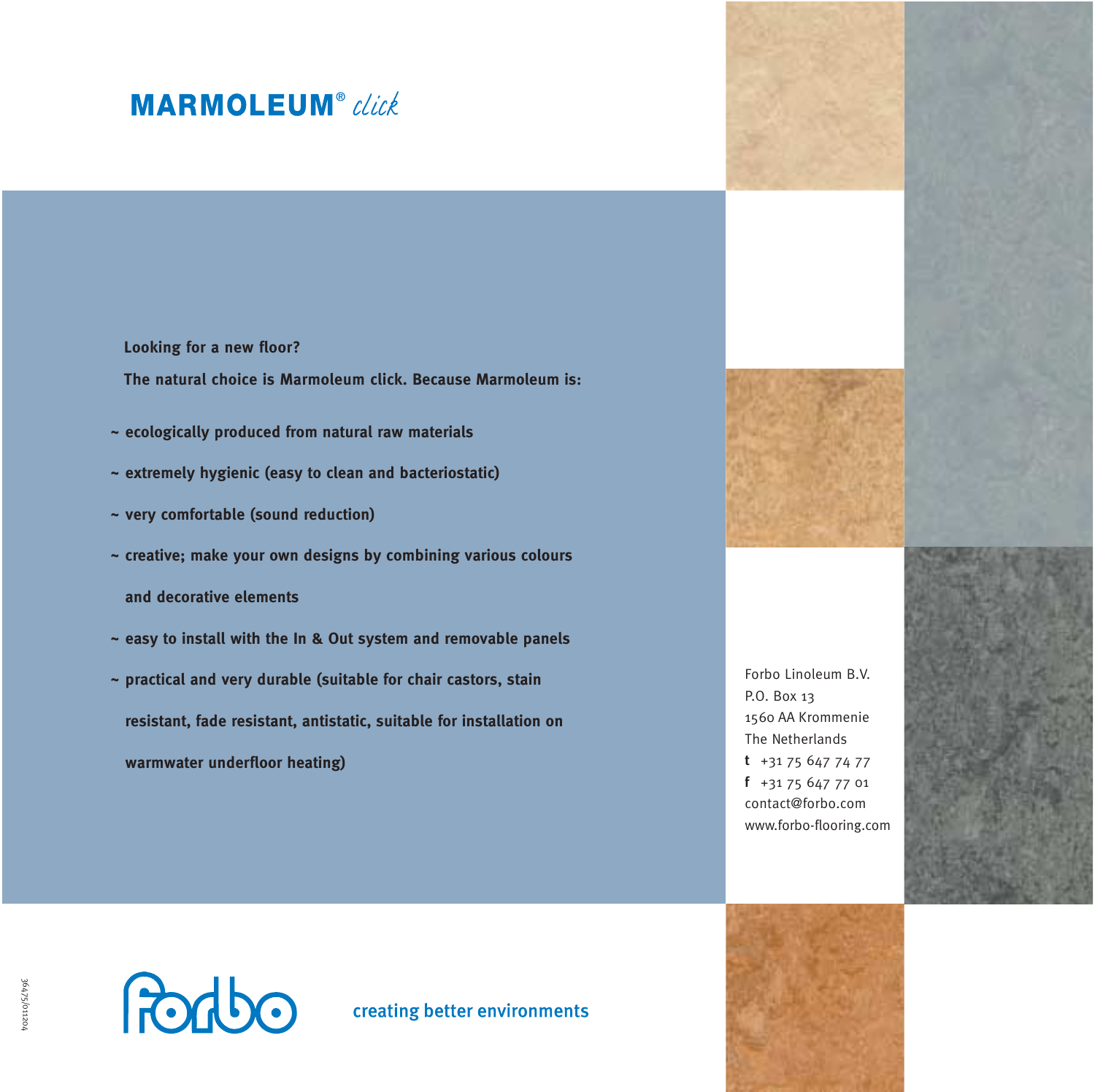# MARMOLEUM® *click*

**Looking for a new floor?**

**The natural choice is Marmoleum click. Because Marmoleum is:**

- **ecologically produced from natural raw materials**
- **extremely hygienic (easy to clean and bacteriostatic)**
- **very comfortable (sound reduction)**
- **creative; make your own designs by combining various colours and decorative elements**
- **easy to install with the In & Out system and removable panels**
- **practical and very durable (suitable for chair castors, stain resistant, fade resistant, antistatic, suitable for installation on warmwater underfloor heating)**

Forbo Linoleum B.V.
P.O. Box 13
1560 AA Krommenie
The Netherlands
**t** +31 75 647 74 77
**f** +31 75 647 77 01
contact@forbo.com
www.forbo-flooring.com

forbo

creating better environments

36475/011204